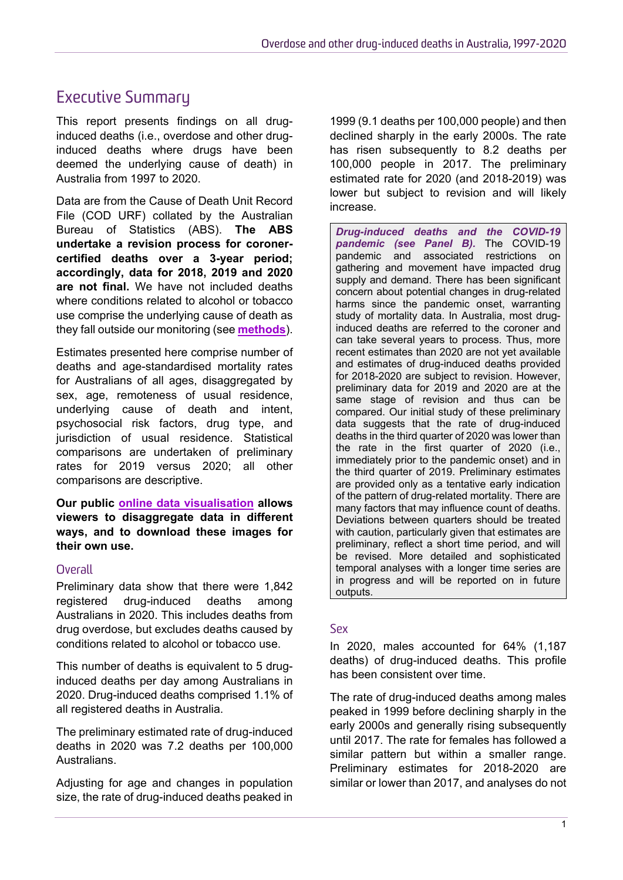# Executive Summary

This report presents findings on all drug-induced deaths (i.e., overdose and other drug-induced deaths where drugs have been deemed the underlying cause of death) in Australia from 1997 to 2020.

Data are from the Cause of Death Unit Record File (COD URF) collated by the Australian Bureau of Statistics (ABS). **The ABS undertake a revision process for coroner-certified deaths over a 3-year period; accordingly, data for 2018, 2019 and 2020 are not final.** We have not included deaths where conditions related to alcohol or tobacco use comprise the underlying cause of death as they fall outside our monitoring (see **methods**).

Estimates presented here comprise number of deaths and age-standardised mortality rates for Australians of all ages, disaggregated by sex, age, remoteness of usual residence, underlying cause of death and intent, psychosocial risk factors, drug type, and jurisdiction of usual residence. Statistical comparisons are undertaken of preliminary rates for 2019 versus 2020; all other comparisons are descriptive.

**Our public online data visualisation allows viewers to disaggregate data in different ways, and to download these images for their own use.**

## Overall

Preliminary data show that there were 1,842 registered drug-induced deaths among Australians in 2020. This includes deaths from drug overdose, but excludes deaths caused by conditions related to alcohol or tobacco use.

This number of deaths is equivalent to 5 drug-induced deaths per day among Australians in 2020. Drug-induced deaths comprised 1.1% of all registered deaths in Australia.

The preliminary estimated rate of drug-induced deaths in 2020 was 7.2 deaths per 100,000 Australians.

Adjusting for age and changes in population size, the rate of drug-induced deaths peaked in 1999 (9.1 deaths per 100,000 people) and then declined sharply in the early 2000s. The rate has risen subsequently to 8.2 deaths per 100,000 people in 2017. The preliminary estimated rate for 2020 (and 2018-2019) was lower but subject to revision and will likely increase.

***Drug-induced deaths and the COVID-19 pandemic (see Panel B).*** The COVID-19 pandemic and associated restrictions on gathering and movement have impacted drug supply and demand. There has been significant concern about potential changes in drug-related harms since the pandemic onset, warranting study of mortality data. In Australia, most drug-induced deaths are referred to the coroner and can take several years to process. Thus, more recent estimates than 2020 are not yet available and estimates of drug-induced deaths provided for 2018-2020 are subject to revision. However, preliminary data for 2019 and 2020 are at the same stage of revision and thus can be compared. Our initial study of these preliminary data suggests that the rate of drug-induced deaths in the third quarter of 2020 was lower than the rate in the first quarter of 2020 (i.e., immediately prior to the pandemic onset) and in the third quarter of 2019. Preliminary estimates are provided only as a tentative early indication of the pattern of drug-related mortality. There are many factors that may influence count of deaths. Deviations between quarters should be treated with caution, particularly given that estimates are preliminary, reflect a short time period, and will be revised. More detailed and sophisticated temporal analyses with a longer time series are in progress and will be reported on in future outputs.

## Sex

In 2020, males accounted for 64% (1,187 deaths) of drug-induced deaths. This profile has been consistent over time.

The rate of drug-induced deaths among males peaked in 1999 before declining sharply in the early 2000s and generally rising subsequently until 2017. The rate for females has followed a similar pattern but within a smaller range. Preliminary estimates for 2018-2020 are similar or lower than 2017, and analyses do not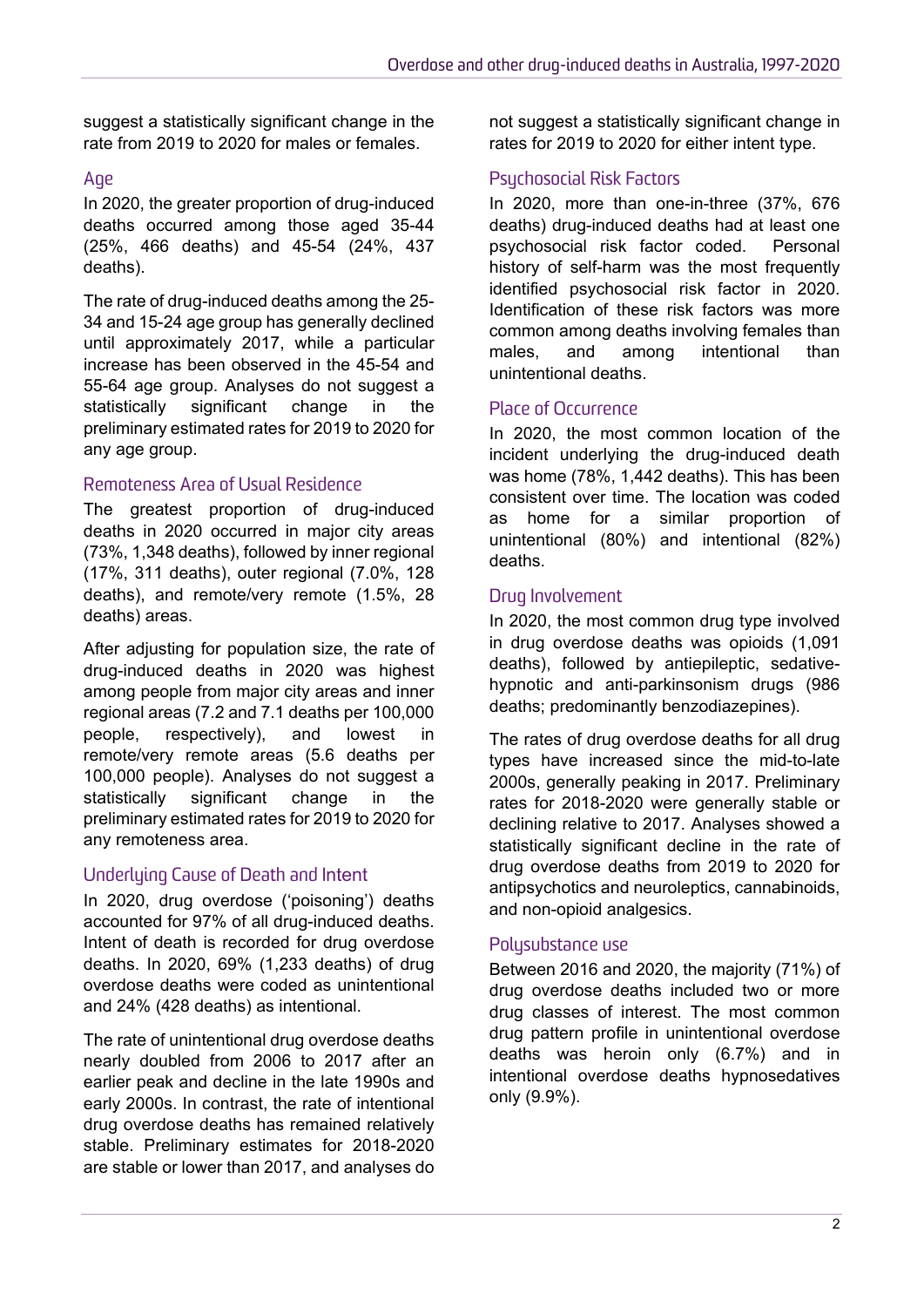suggest a statistically significant change in the rate from 2019 to 2020 for males or females.

## Age

In 2020, the greater proportion of drug-induced deaths occurred among those aged 35-44 (25%, 466 deaths) and 45-54 (24%, 437 deaths).

The rate of drug-induced deaths among the 25-34 and 15-24 age group has generally declined until approximately 2017, while a particular increase has been observed in the 45-54 and 55-64 age group. Analyses do not suggest a statistically significant change in the preliminary estimated rates for 2019 to 2020 for any age group.

## Remoteness Area of Usual Residence

The greatest proportion of drug-induced deaths in 2020 occurred in major city areas (73%, 1,348 deaths), followed by inner regional (17%, 311 deaths), outer regional (7.0%, 128 deaths), and remote/very remote (1.5%, 28 deaths) areas.

After adjusting for population size, the rate of drug-induced deaths in 2020 was highest among people from major city areas and inner regional areas (7.2 and 7.1 deaths per 100,000 people, respectively), and lowest in remote/very remote areas (5.6 deaths per 100,000 people). Analyses do not suggest a statistically significant change in the preliminary estimated rates for 2019 to 2020 for any remoteness area.

## Underlying Cause of Death and Intent

In 2020, drug overdose ('poisoning') deaths accounted for 97% of all drug-induced deaths. Intent of death is recorded for drug overdose deaths. In 2020, 69% (1,233 deaths) of drug overdose deaths were coded as unintentional and 24% (428 deaths) as intentional.

The rate of unintentional drug overdose deaths nearly doubled from 2006 to 2017 after an earlier peak and decline in the late 1990s and early 2000s. In contrast, the rate of intentional drug overdose deaths has remained relatively stable. Preliminary estimates for 2018-2020 are stable or lower than 2017, and analyses do not suggest a statistically significant change in rates for 2019 to 2020 for either intent type.

## Psychosocial Risk Factors

In 2020, more than one-in-three (37%, 676 deaths) drug-induced deaths had at least one psychosocial risk factor coded. Personal history of self-harm was the most frequently identified psychosocial risk factor in 2020. Identification of these risk factors was more common among deaths involving females than males, and among intentional than unintentional deaths.

## Place of Occurrence

In 2020, the most common location of the incident underlying the drug-induced death was home (78%, 1,442 deaths). This has been consistent over time. The location was coded as home for a similar proportion of unintentional (80%) and intentional (82%) deaths.

## Drug Involvement

In 2020, the most common drug type involved in drug overdose deaths was opioids (1,091 deaths), followed by antiepileptic, sedative-hypnotic and anti-parkinsonism drugs (986 deaths; predominantly benzodiazepines).

The rates of drug overdose deaths for all drug types have increased since the mid-to-late 2000s, generally peaking in 2017. Preliminary rates for 2018-2020 were generally stable or declining relative to 2017. Analyses showed a statistically significant decline in the rate of drug overdose deaths from 2019 to 2020 for antipsychotics and neuroleptics, cannabinoids, and non-opioid analgesics.

## Polysubstance use

Between 2016 and 2020, the majority (71%) of drug overdose deaths included two or more drug classes of interest. The most common drug pattern profile in unintentional overdose deaths was heroin only (6.7%) and in intentional overdose deaths hypnosedatives only (9.9%).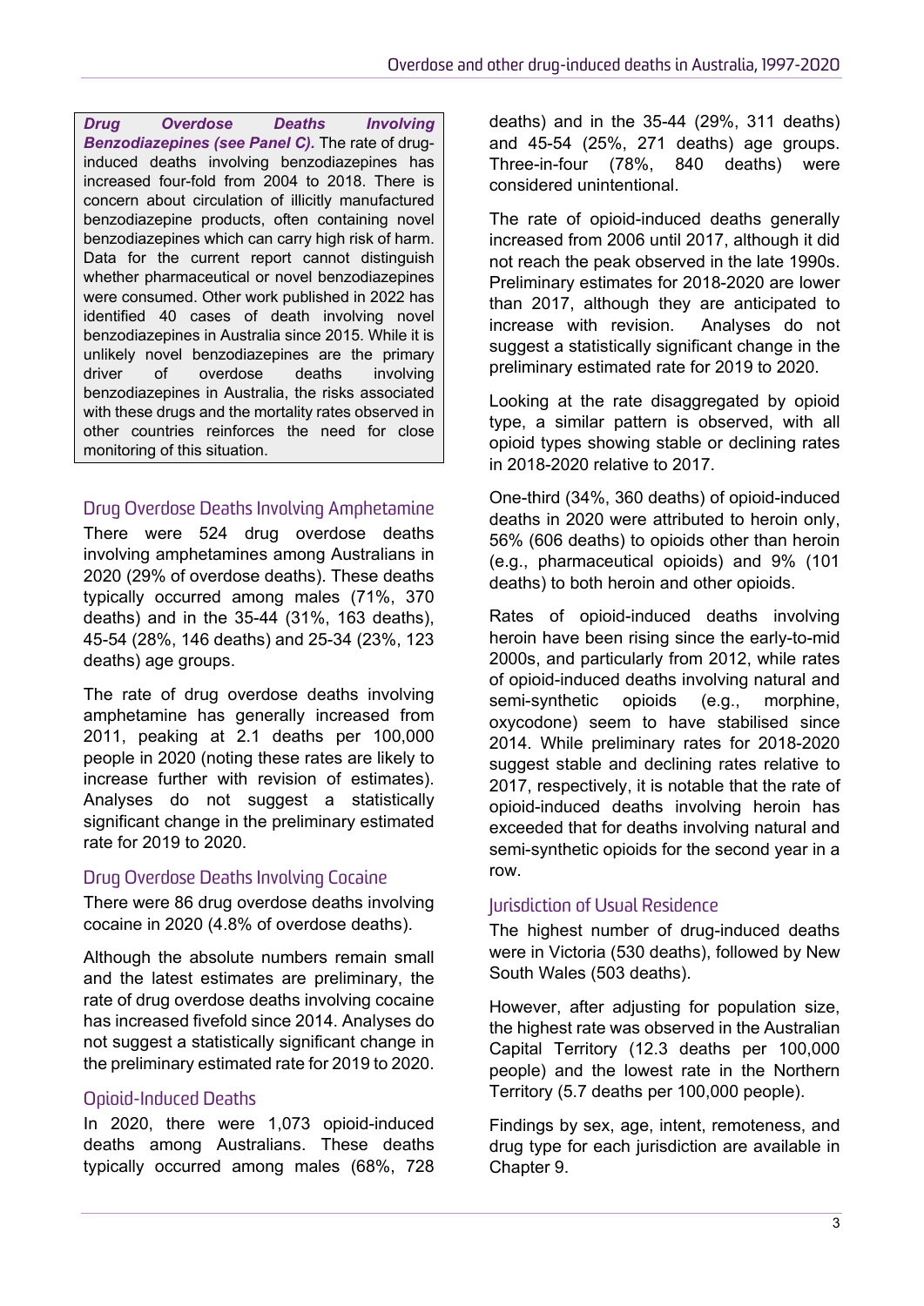***Drug Overdose Deaths Involving Benzodiazepines (see Panel C).*** The rate of drug-induced deaths involving benzodiazepines has increased four-fold from 2004 to 2018. There is concern about circulation of illicitly manufactured benzodiazepine products, often containing novel benzodiazepines which can carry high risk of harm. Data for the current report cannot distinguish whether pharmaceutical or novel benzodiazepines were consumed. Other work published in 2022 has identified 40 cases of death involving novel benzodiazepines in Australia since 2015. While it is unlikely novel benzodiazepines are the primary driver of overdose deaths involving benzodiazepines in Australia, the risks associated with these drugs and the mortality rates observed in other countries reinforces the need for close monitoring of this situation.

## Drug Overdose Deaths Involving Amphetamine

There were 524 drug overdose deaths involving amphetamines among Australians in 2020 (29% of overdose deaths). These deaths typically occurred among males (71%, 370 deaths) and in the 35-44 (31%, 163 deaths), 45-54 (28%, 146 deaths) and 25-34 (23%, 123 deaths) age groups.

The rate of drug overdose deaths involving amphetamine has generally increased from 2011, peaking at 2.1 deaths per 100,000 people in 2020 (noting these rates are likely to increase further with revision of estimates). Analyses do not suggest a statistically significant change in the preliminary estimated rate for 2019 to 2020.

## Drug Overdose Deaths Involving Cocaine

There were 86 drug overdose deaths involving cocaine in 2020 (4.8% of overdose deaths).

Although the absolute numbers remain small and the latest estimates are preliminary, the rate of drug overdose deaths involving cocaine has increased fivefold since 2014. Analyses do not suggest a statistically significant change in the preliminary estimated rate for 2019 to 2020.

## Opioid-Induced Deaths

In 2020, there were 1,073 opioid-induced deaths among Australians. These deaths typically occurred among males (68%, 728 deaths) and in the 35-44 (29%, 311 deaths) and 45-54 (25%, 271 deaths) age groups. Three-in-four (78%, 840 deaths) were considered unintentional.

The rate of opioid-induced deaths generally increased from 2006 until 2017, although it did not reach the peak observed in the late 1990s. Preliminary estimates for 2018-2020 are lower than 2017, although they are anticipated to increase with revision. Analyses do not suggest a statistically significant change in the preliminary estimated rate for 2019 to 2020.

Looking at the rate disaggregated by opioid type, a similar pattern is observed, with all opioid types showing stable or declining rates in 2018-2020 relative to 2017.

One-third (34%, 360 deaths) of opioid-induced deaths in 2020 were attributed to heroin only, 56% (606 deaths) to opioids other than heroin (e.g., pharmaceutical opioids) and 9% (101 deaths) to both heroin and other opioids.

Rates of opioid-induced deaths involving heroin have been rising since the early-to-mid 2000s, and particularly from 2012, while rates of opioid-induced deaths involving natural and semi-synthetic opioids (e.g., morphine, oxycodone) seem to have stabilised since 2014. While preliminary rates for 2018-2020 suggest stable and declining rates relative to 2017, respectively, it is notable that the rate of opioid-induced deaths involving heroin has exceeded that for deaths involving natural and semi-synthetic opioids for the second year in a row.

## Jurisdiction of Usual Residence

The highest number of drug-induced deaths were in Victoria (530 deaths), followed by New South Wales (503 deaths).

However, after adjusting for population size, the highest rate was observed in the Australian Capital Territory (12.3 deaths per 100,000 people) and the lowest rate in the Northern Territory (5.7 deaths per 100,000 people).

Findings by sex, age, intent, remoteness, and drug type for each jurisdiction are available in Chapter 9.